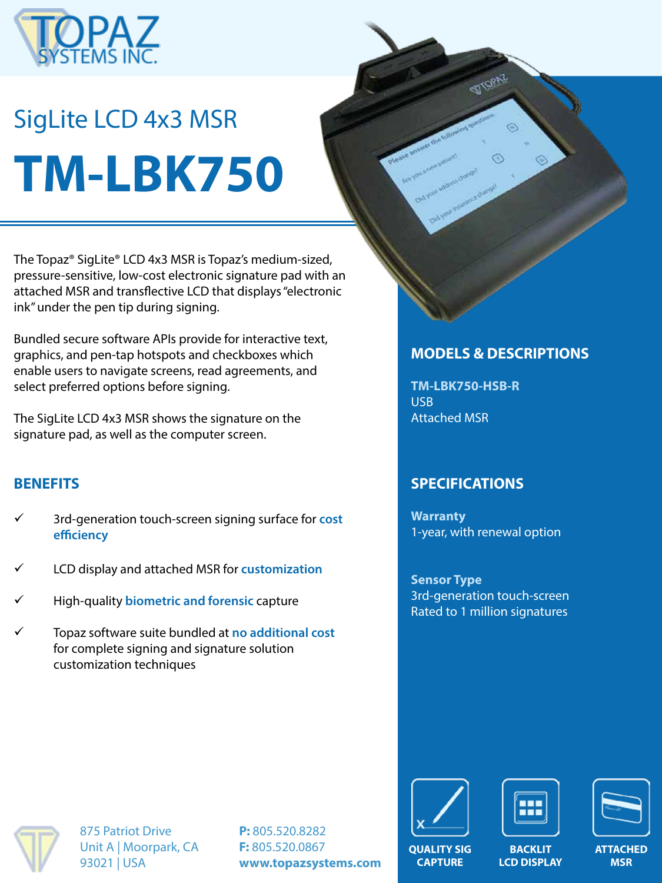# SigLite LCD 4x3 MSR

# TM-LBK750

The Topaz® SigLite® LCD 4x3 MSR is Topaz's medium-sized, pressure-sensitive, low-cost electronic signature pad with an attached MSR and transflective LCD that displays "electronic ink" under the pen tip during signing.

Bundled secure software APIs provide for interactive text, graphics, and pen-tap hotspots and checkboxes which enable users to navigate screens, read agreements, and select preferred options before signing.

The SigLite LCD 4x3 MSR shows the signature on the signature pad, as well as the computer screen.

## BENEFITS

- ✓ 3rd-generation touch-screen signing surface for **cost efficiency**
- ✓ LCD display and attached MSR for **customization**
- ✓ High-quality **biometric and forensic** capture
- ✓ Topaz software suite bundled at **no additional cost** for complete signing and signature solution customization techniques

## MODELS & DESCRIPTIONS

**TM-LBK750-HSB-R**
USB
Attached MSR

## SPECIFICATIONS

**Warranty**
1-year, with renewal option

**Sensor Type**
3rd-generation touch-screen
Rated to 1 million signatures

QUALITY SIG CAPTURE | BACKLIT LCD DISPLAY | ATTACHED MSR

875 Patriot Drive
Unit A | Moorpark, CA
93021 | USA

**P:** 805.520.8282
**F:** 805.520.0867
**www.topazsystems.com**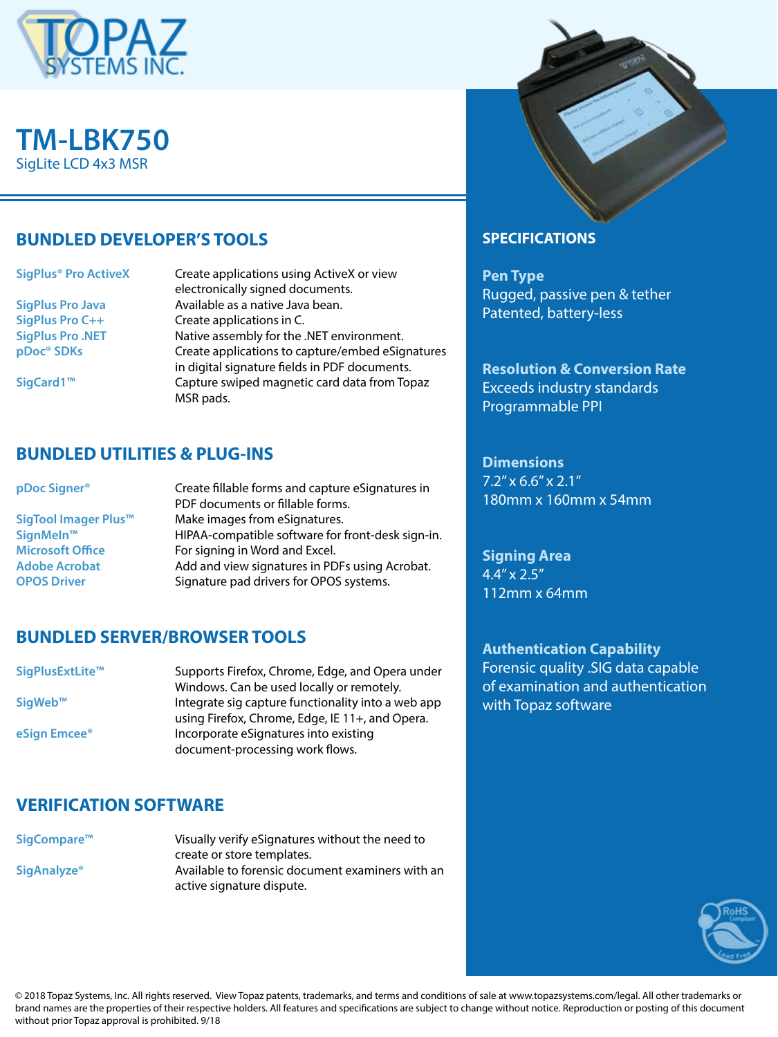# TM-LBK750

SigLite LCD 4x3 MSR

## BUNDLED DEVELOPER'S TOOLS

| | |
|---|---|
| **SigPlus® Pro ActiveX** | Create applications using ActiveX or view electronically signed documents. |
| **SigPlus Pro Java** | Available as a native Java bean. |
| **SigPlus Pro C++** | Create applications in C. |
| **SigPlus Pro .NET** | Native assembly for the .NET environment. |
| **pDoc® SDKs** | Create applications to capture/embed eSignatures in digital signature fields in PDF documents. |
| **SigCard1™** | Capture swiped magnetic card data from Topaz MSR pads. |

## BUNDLED UTILITIES & PLUG-INS

| | |
|---|---|
| **pDoc Signer®** | Create fillable forms and capture eSignatures in PDF documents or fillable forms. |
| **SigTool Imager Plus™** | Make images from eSignatures. |
| **SignMeIn™** | HIPAA-compatible software for front-desk sign-in. |
| **Microsoft Office** | For signing in Word and Excel. |
| **Adobe Acrobat** | Add and view signatures in PDFs using Acrobat. |
| **OPOS Driver** | Signature pad drivers for OPOS systems. |

## BUNDLED SERVER/BROWSER TOOLS

| | |
|---|---|
| **SigPlusExtLite™** | Supports Firefox, Chrome, Edge, and Opera under Windows. Can be used locally or remotely. |
| **SigWeb™** | Integrate sig capture functionality into a web app using Firefox, Chrome, Edge, IE 11+, and Opera. |
| **eSign Emcee®** | Incorporate eSignatures into existing document-processing work flows. |

## VERIFICATION SOFTWARE

| | |
|---|---|
| **SigCompare™** | Visually verify eSignatures without the need to create or store templates. |
| **SigAnalyze®** | Available to forensic document examiners with an active signature dispute. |

## SPECIFICATIONS

### Pen Type

Rugged, passive pen & tether
Patented, battery-less

### Resolution & Conversion Rate

Exceeds industry standards
Programmable PPI

### Dimensions

7.2" x 6.6" x 2.1"
180mm x 160mm x 54mm

### Signing Area

4.4" x 2.5"
112mm x 64mm

### Authentication Capability

Forensic quality .SIG data capable of examination and authentication with Topaz software

© 2018 Topaz Systems, Inc. All rights reserved. View Topaz patents, trademarks, and terms and conditions of sale at www.topazsystems.com/legal. All other trademarks or brand names are the properties of their respective holders. All features and specifications are subject to change without notice. Reproduction or posting of this document without prior Topaz approval is prohibited. 9/18